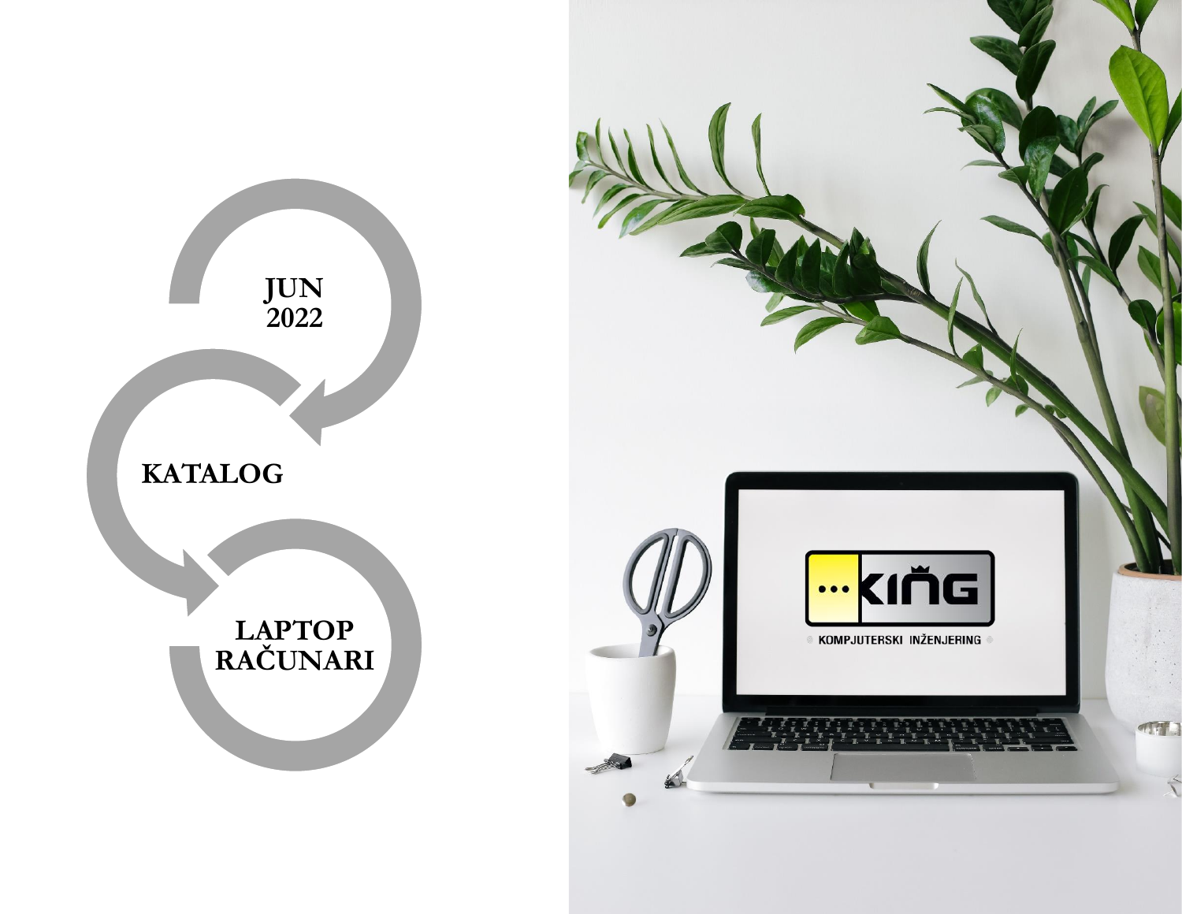# JUN 2022

# KATALOG

# LAPTOP RAČUNARI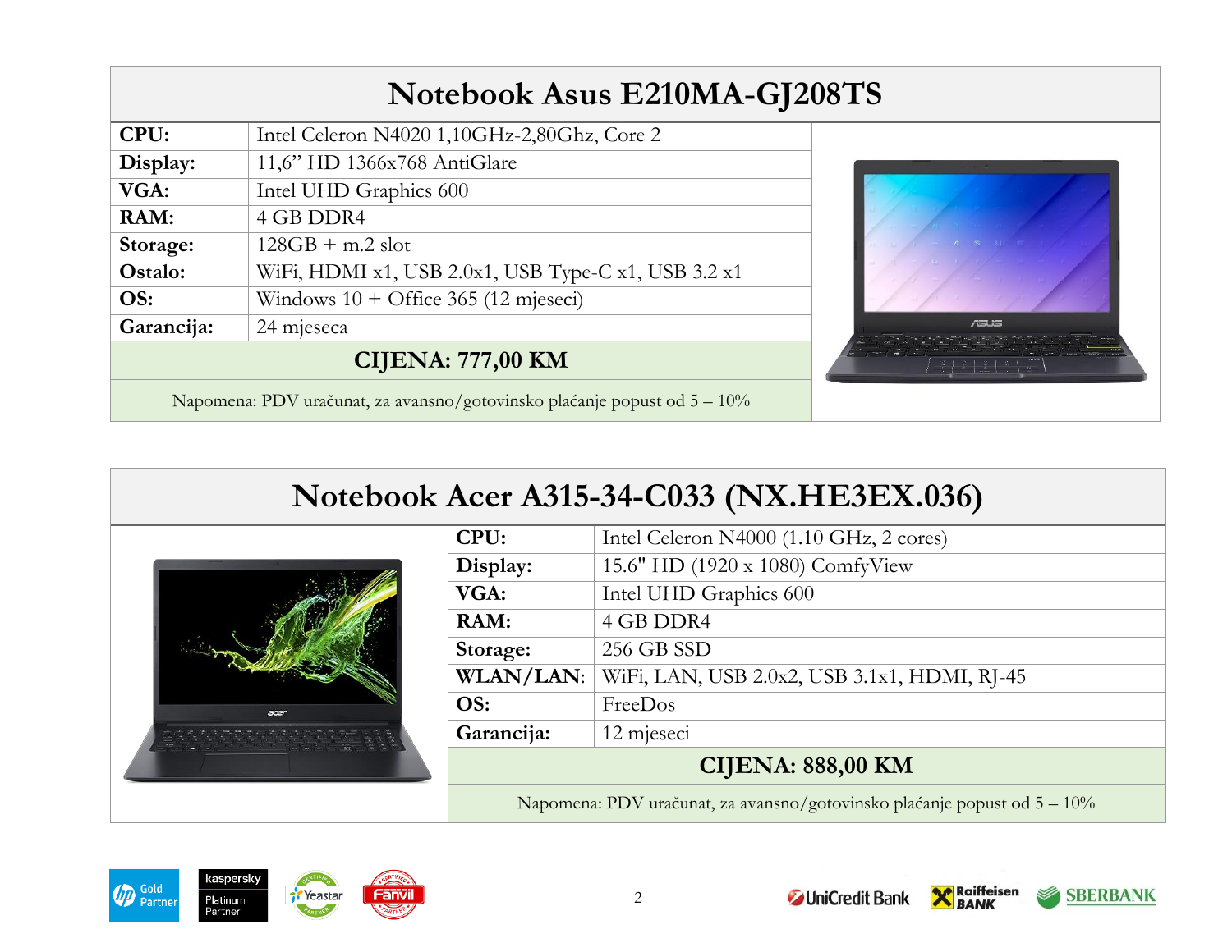## Notebook Asus E210MA-GJ208TS

| | |
|---|---|
| **CPU:** | Intel Celeron N4020 1,10GHz-2,80Ghz, Core 2 |
| **Display:** | 11,6" HD 1366x768 AntiGlare |
| **VGA:** | Intel UHD Graphics 600 |
| **RAM:** | 4 GB DDR4 |
| **Storage:** | 128GB + m.2 slot |
| **Ostalo:** | WiFi, HDMI x1, USB 2.0x1, USB Type-C x1, USB 3.2 x1 |
| **OS:** | Windows 10 + Office 365 (12 mjeseci) |
| **Garancija:** | 24 mjeseca |

**CIJENA: 777,00 KM**

Napomena: PDV uračunat, za avansno/gotovinsko plaćanje popust od 5 – 10%

## Notebook Acer A315-34-C033 (NX.HE3EX.036)

| | |
|---|---|
| **CPU:** | Intel Celeron N4000 (1.10 GHz, 2 cores) |
| **Display:** | 15.6" HD (1920 x 1080) ComfyView |
| **VGA:** | Intel UHD Graphics 600 |
| **RAM:** | 4 GB DDR4 |
| **Storage:** | 256 GB SSD |
| **WLAN/LAN:** | WiFi, LAN, USB 2.0x2, USB 3.1x1, HDMI, RJ-45 |
| **OS:** | FreeDos |
| **Garancija:** | 12 mjeseci |

**CIJENA: 888,00 KM**

Napomena: PDV uračunat, za avansno/gotovinsko plaćanje popust od 5 – 10%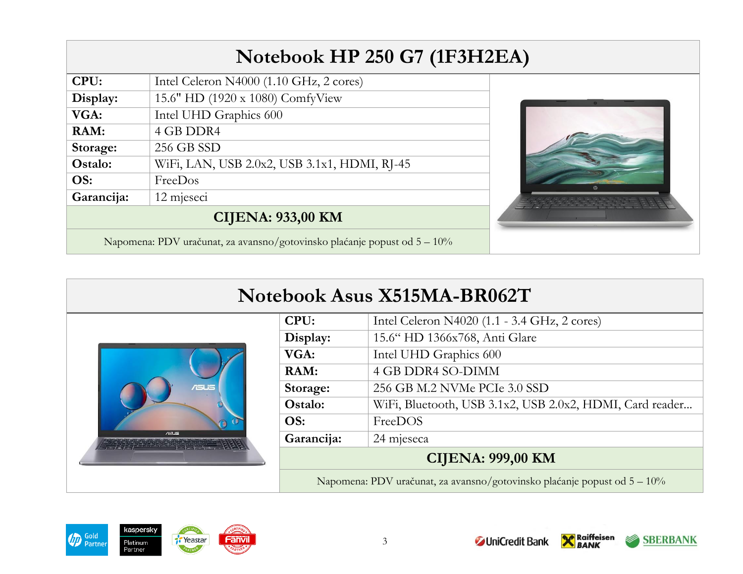## Notebook HP 250 G7 (1F3H2EA)

| | |
|---|---|
| **CPU:** | Intel Celeron N4000 (1.10 GHz, 2 cores) |
| **Display:** | 15.6" HD (1920 x 1080) ComfyView |
| **VGA:** | Intel UHD Graphics 600 |
| **RAM:** | 4 GB DDR4 |
| **Storage:** | 256 GB SSD |
| **Ostalo:** | WiFi, LAN, USB 2.0x2, USB 3.1x1, HDMI, RJ-45 |
| **OS:** | FreeDos |
| **Garancija:** | 12 mjeseci |

**CIJENA: 933,00 KM**

Napomena: PDV uračunat, za avansno/gotovinsko plaćanje popust od 5 – 10%

## Notebook Asus X515MA-BR062T

| | |
|---|---|
| **CPU:** | Intel Celeron N4020 (1.1 - 3.4 GHz, 2 cores) |
| **Display:** | 15.6“ HD 1366x768, Anti Glare |
| **VGA:** | Intel UHD Graphics 600 |
| **RAM:** | 4 GB DDR4 SO-DIMM |
| **Storage:** | 256 GB M.2 NVMe PCIe 3.0 SSD |
| **Ostalo:** | WiFi, Bluetooth, USB 3.1x2, USB 2.0x2, HDMI, Card reader... |
| **OS:** | FreeDOS |
| **Garancija:** | 24 mjeseca |

**CIJENA: 999,00 KM**

Napomena: PDV uračunat, za avansno/gotovinsko plaćanje popust od 5 – 10%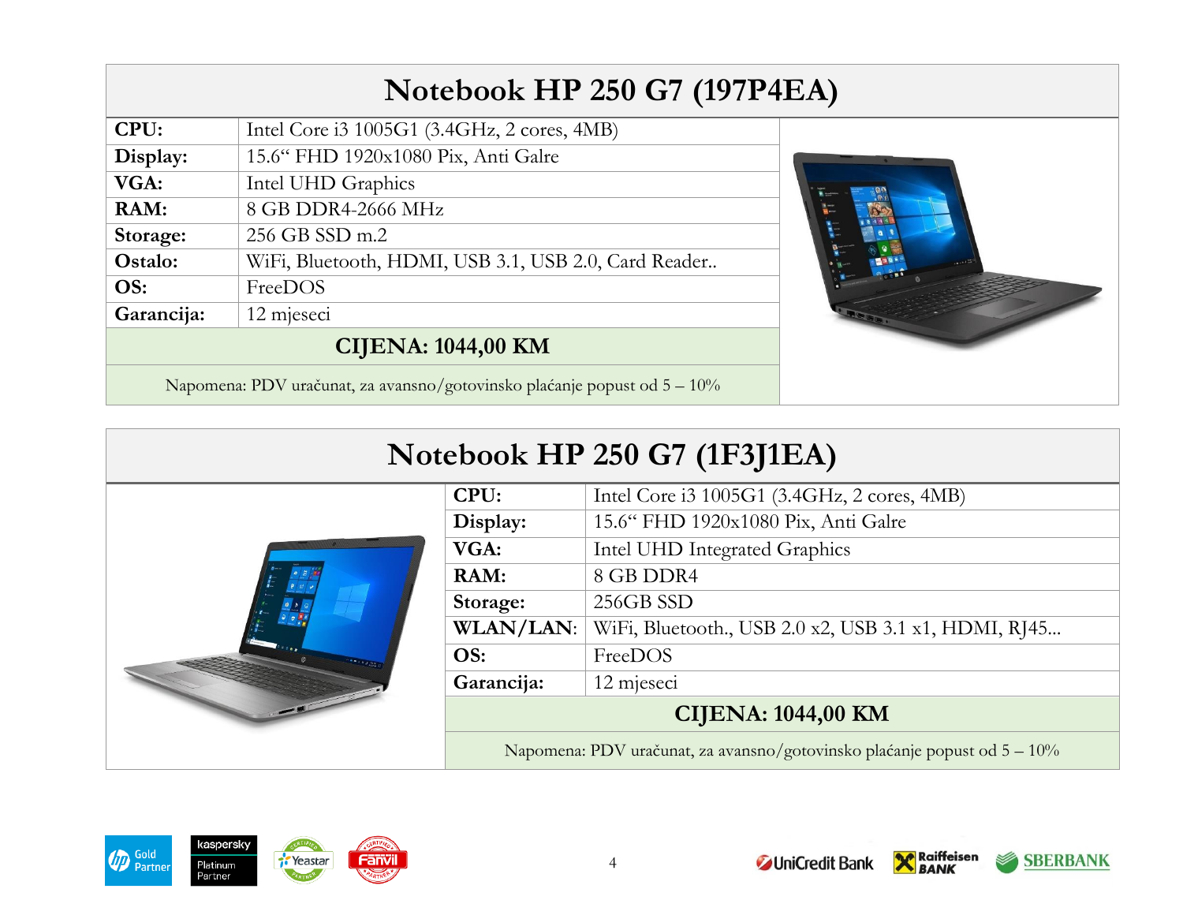# Notebook HP 250 G7 (197P4EA)

| | |
|---|---|
| **CPU:** | Intel Core i3 1005G1 (3.4GHz, 2 cores, 4MB) |
| **Display:** | 15.6“ FHD 1920x1080 Pix, Anti Galre |
| **VGA:** | Intel UHD Graphics |
| **RAM:** | 8 GB DDR4-2666 MHz |
| **Storage:** | 256 GB SSD m.2 |
| **Ostalo:** | WiFi, Bluetooth, HDMI, USB 3.1, USB 2.0, Card Reader.. |
| **OS:** | FreeDOS |
| **Garancija:** | 12 mjeseci |

**CIJENA: 1044,00 KM**

Napomena: PDV uračunat, za avansno/gotovinsko plaćanje popust od 5 – 10%

# Notebook HP 250 G7 (1F3J1EA)

| | |
|---|---|
| **CPU:** | Intel Core i3 1005G1 (3.4GHz, 2 cores, 4MB) |
| **Display:** | 15.6“ FHD 1920x1080 Pix, Anti Galre |
| **VGA:** | Intel UHD Integrated Graphics |
| **RAM:** | 8 GB DDR4 |
| **Storage:** | 256GB SSD |
| **WLAN/LAN:** | WiFi, Bluetooth., USB 2.0 x2, USB 3.1 x1, HDMI, RJ45... |
| **OS:** | FreeDOS |
| **Garancija:** | 12 mjeseci |

**CIJENA: 1044,00 KM**

Napomena: PDV uračunat, za avansno/gotovinsko plaćanje popust od 5 – 10%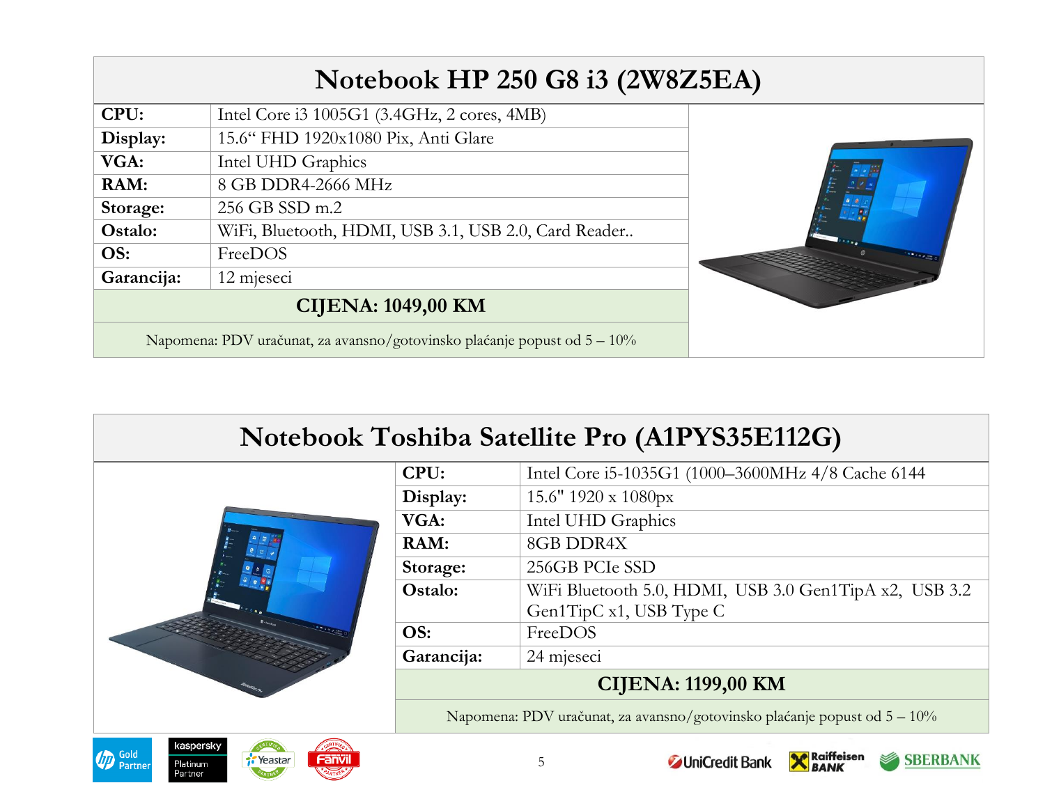# Notebook HP 250 G8 i3 (2W8Z5EA)

| | |
|---|---|
| **CPU:** | Intel Core i3 1005G1 (3.4GHz, 2 cores, 4MB) |
| **Display:** | 15.6“ FHD 1920x1080 Pix, Anti Glare |
| **VGA:** | Intel UHD Graphics |
| **RAM:** | 8 GB DDR4-2666 MHz |
| **Storage:** | 256 GB SSD m.2 |
| **Ostalo:** | WiFi, Bluetooth, HDMI, USB 3.1, USB 2.0, Card Reader.. |
| **OS:** | FreeDOS |
| **Garancija:** | 12 mjeseci |

**CIJENA: 1049,00 KM**

Napomena: PDV uračunat, za avansno/gotovinsko plaćanje popust od 5 – 10%

# Notebook Toshiba Satellite Pro (A1PYS35E112G)

| | |
|---|---|
| **CPU:** | Intel Core i5-1035G1 (1000–3600MHz 4/8 Cache 6144 |
| **Display:** | 15.6" 1920 x 1080px |
| **VGA:** | Intel UHD Graphics |
| **RAM:** | 8GB DDR4X |
| **Storage:** | 256GB PCIe SSD |
| **Ostalo:** | WiFi Bluetooth 5.0, HDMI, USB 3.0 Gen1TipA x2, USB 3.2 Gen1TipC x1, USB Type C |
| **OS:** | FreeDOS |
| **Garancija:** | 24 mjeseci |

**CIJENA: 1199,00 KM**

Napomena: PDV uračunat, za avansno/gotovinsko plaćanje popust od 5 – 10%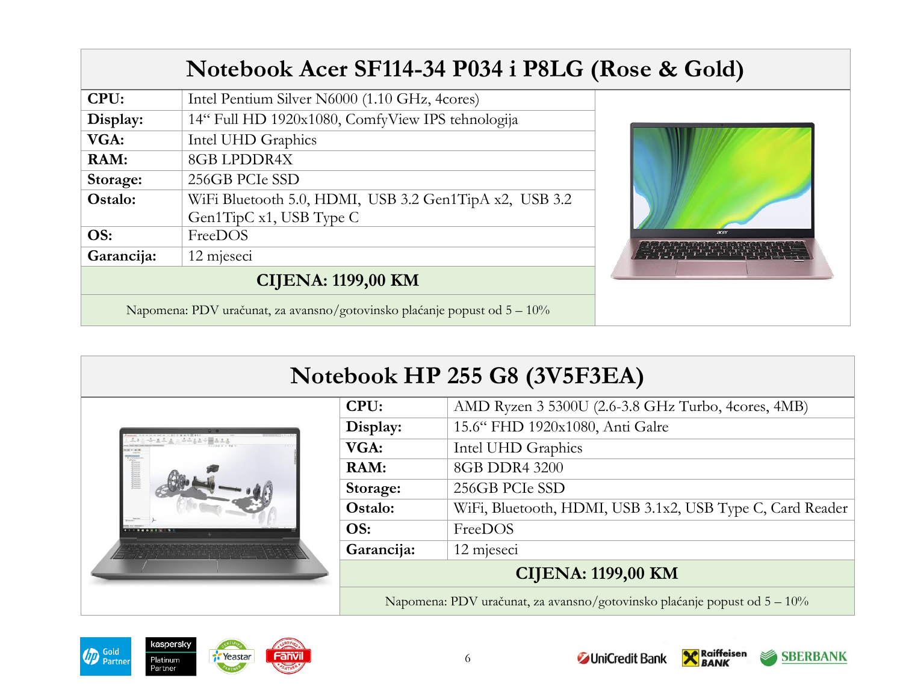## Notebook Acer SF114-34 P034 i P8LG (Rose & Gold)

| | |
|---|---|
| **CPU:** | Intel Pentium Silver N6000 (1.10 GHz, 4cores) |
| **Display:** | 14“ Full HD 1920x1080, ComfyView IPS tehnologija |
| **VGA:** | Intel UHD Graphics |
| **RAM:** | 8GB LPDDR4X |
| **Storage:** | 256GB PCIe SSD |
| **Ostalo:** | WiFi Bluetooth 5.0, HDMI, USB 3.2 Gen1TipA x2, USB 3.2 Gen1TipC x1, USB Type C |
| **OS:** | FreeDOS |
| **Garancija:** | 12 mjeseci |

**CIJENA: 1199,00 KM**

Napomena: PDV uračunat, za avansno/gotovinsko plaćanje popust od 5 – 10%

## Notebook HP 255 G8 (3V5F3EA)

| | |
|---|---|
| **CPU:** | AMD Ryzen 3 5300U (2.6-3.8 GHz Turbo, 4cores, 4MB) |
| **Display:** | 15.6“ FHD 1920x1080, Anti Galre |
| **VGA:** | Intel UHD Graphics |
| **RAM:** | 8GB DDR4 3200 |
| **Storage:** | 256GB PCIe SSD |
| **Ostalo:** | WiFi, Bluetooth, HDMI, USB 3.1x2, USB Type C, Card Reader |
| **OS:** | FreeDOS |
| **Garancija:** | 12 mjeseci |

**CIJENA: 1199,00 KM**

Napomena: PDV uračunat, za avansno/gotovinsko plaćanje popust od 5 – 10%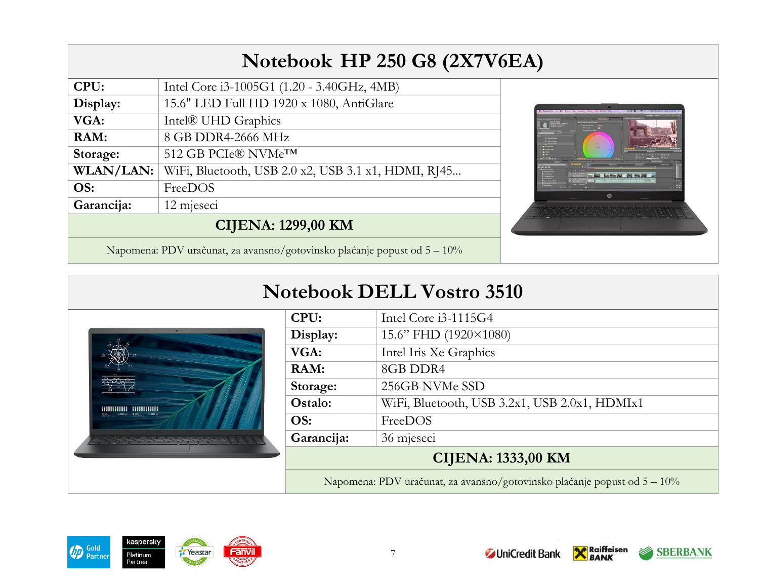# Notebook HP 250 G8 (2X7V6EA)

| | |
|---|---|
| **CPU:** | Intel Core i3-1005G1 (1.20 - 3.40GHz, 4MB) |
| **Display:** | 15.6" LED Full HD 1920 x 1080, AntiGlare |
| **VGA:** | Intel® UHD Graphics |
| **RAM:** | 8 GB DDR4-2666 MHz |
| **Storage:** | 512 GB PCIe® NVMe™ |
| **WLAN/LAN:** | WiFi, Bluetooth, USB 2.0 x2, USB 3.1 x1, HDMI, RJ45... |
| **OS:** | FreeDOS |
| **Garancija:** | 12 mjeseci |

**CIJENA: 1299,00 KM**

Napomena: PDV uračunat, za avansno/gotovinsko plaćanje popust od 5 – 10%

# Notebook DELL Vostro 3510

| | |
|---|---|
| **CPU:** | Intel Core i3-1115G4 |
| **Display:** | 15.6” FHD (1920×1080) |
| **VGA:** | Intel Iris Xe Graphics |
| **RAM:** | 8GB DDR4 |
| **Storage:** | 256GB NVMe SSD |
| **Ostalo:** | WiFi, Bluetooth, USB 3.2x1, USB 2.0x1, HDMIx1 |
| **OS:** | FreeDOS |
| **Garancija:** | 36 mjeseci |

**CIJENA: 1333,00 KM**

Napomena: PDV uračunat, za avansno/gotovinsko plaćanje popust od 5 – 10%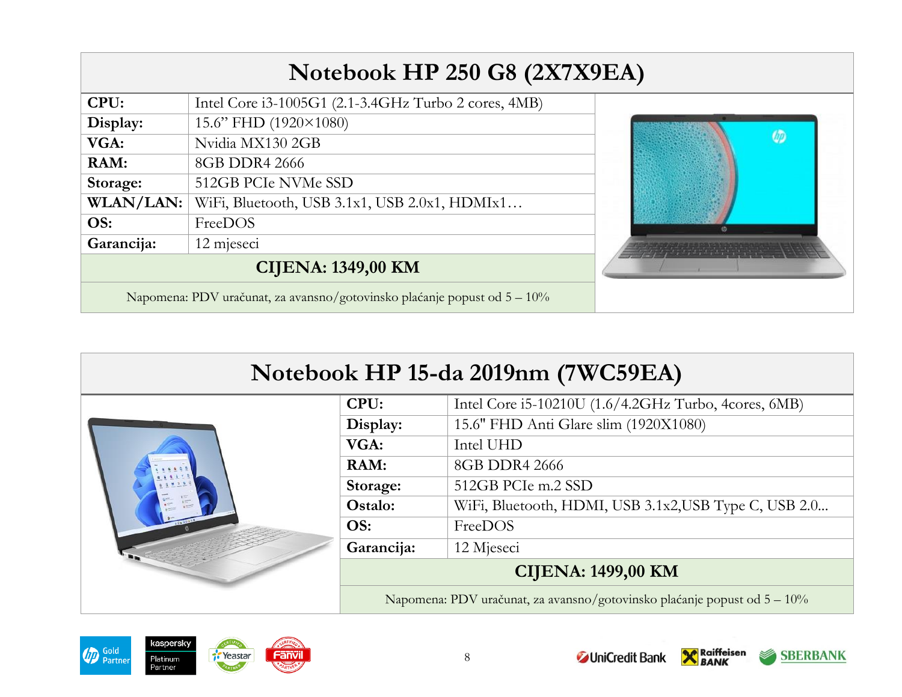## Notebook HP 250 G8 (2X7X9EA)

| | |
|---|---|
| **CPU:** | Intel Core i3-1005G1 (2.1-3.4GHz Turbo 2 cores, 4MB) |
| **Display:** | 15.6” FHD (1920×1080) |
| **VGA:** | Nvidia MX130 2GB |
| **RAM:** | 8GB DDR4 2666 |
| **Storage:** | 512GB PCIe NVMe SSD |
| **WLAN/LAN:** | WiFi, Bluetooth, USB 3.1x1, USB 2.0x1, HDMIx1… |
| **OS:** | FreeDOS |
| **Garancija:** | 12 mjeseci |

**CIJENA: 1349,00 KM**

Napomena: PDV uračunat, za avansno/gotovinsko plaćanje popust od 5 – 10%

## Notebook HP 15-da 2019nm (7WC59EA)

| | |
|---|---|
| **CPU:** | Intel Core i5-10210U (1.6/4.2GHz Turbo, 4cores, 6MB) |
| **Display:** | 15.6" FHD Anti Glare slim (1920X1080) |
| **VGA:** | Intel UHD |
| **RAM:** | 8GB DDR4 2666 |
| **Storage:** | 512GB PCIe m.2 SSD |
| **Ostalo:** | WiFi, Bluetooth, HDMI, USB 3.1x2,USB Type C, USB 2.0... |
| **OS:** | FreeDOS |
| **Garancija:** | 12 Mjeseci |

**CIJENA: 1499,00 KM**

Napomena: PDV uračunat, za avansno/gotovinsko plaćanje popust od 5 – 10%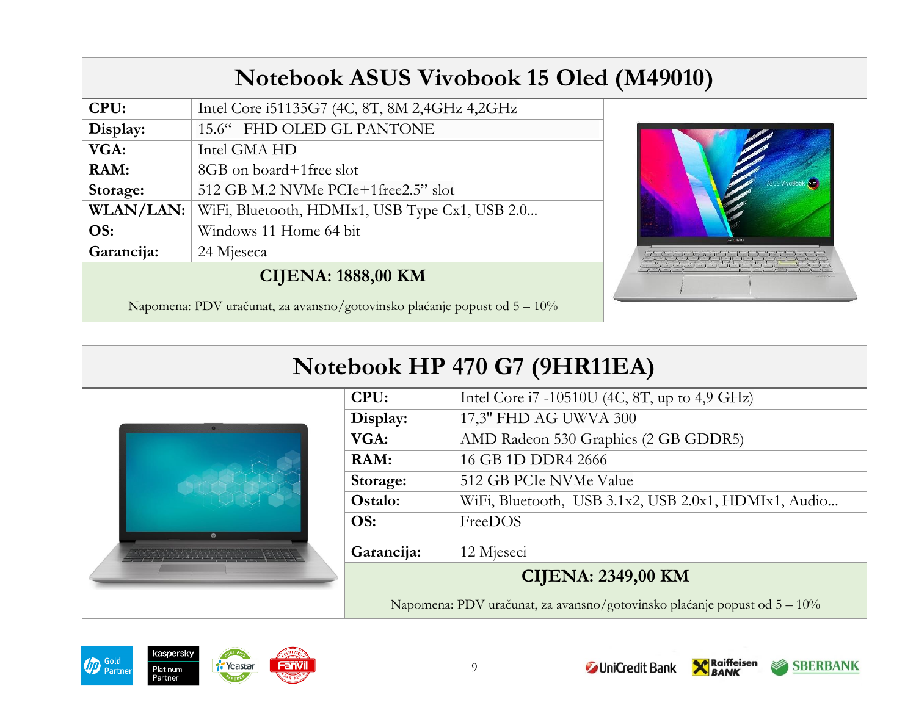## Notebook ASUS Vivobook 15 Oled (M49010)

| | |
|---|---|
| **CPU:** | Intel Core i51135G7 (4C, 8T, 8M 2,4GHz 4,2GHz |
| **Display:** | 15.6“ FHD OLED GL PANTONE |
| **VGA:** | Intel GMA HD |
| **RAM:** | 8GB on board+1free slot |
| **Storage:** | 512 GB M.2 NVMe PCIe+1free2.5” slot |
| **WLAN/LAN:** | WiFi, Bluetooth, HDMIx1, USB Type Cx1, USB 2.0... |
| **OS:** | Windows 11 Home 64 bit |
| **Garancija:** | 24 Mjeseca |
| **CIJENA: 1888,00 KM** | |

Napomena: PDV uračunat, za avansno/gotovinsko plaćanje popust od 5 – 10%

## Notebook HP 470 G7 (9HR11EA)

| | |
|---|---|
| **CPU:** | Intel Core i7 -10510U (4C, 8T, up to 4,9 GHz) |
| **Display:** | 17,3" FHD AG UWVA 300 |
| **VGA:** | AMD Radeon 530 Graphics (2 GB GDDR5) |
| **RAM:** | 16 GB 1D DDR4 2666 |
| **Storage:** | 512 GB PCIe NVMe Value |
| **Ostalo:** | WiFi, Bluetooth, USB 3.1x2, USB 2.0x1, HDMIx1, Audio... |
| **OS:** | FreeDOS |
| **Garancija:** | 12 Mjeseci |
| **CIJENA: 2349,00 KM** | |

Napomena: PDV uračunat, za avansno/gotovinsko plaćanje popust od 5 – 10%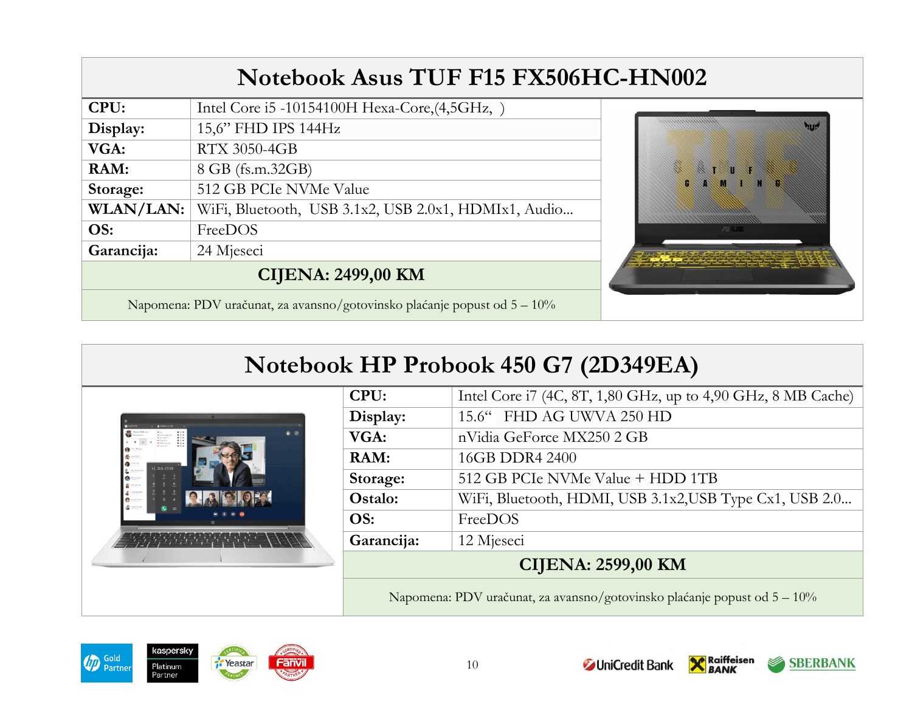## Notebook Asus TUF F15 FX506HC-HN002

| | |
|---|---|
| **CPU:** | Intel Core i5 -10154100H Hexa-Core,(4,5GHz, ) |
| **Display:** | 15,6” FHD IPS 144Hz |
| **VGA:** | RTX 3050-4GB |
| **RAM:** | 8 GB (fs.m.32GB) |
| **Storage:** | 512 GB PCIe NVMe Value |
| **WLAN/LAN:** | WiFi, Bluetooth, USB 3.1x2, USB 2.0x1, HDMIx1, Audio... |
| **OS:** | FreeDOS |
| **Garancija:** | 24 Mjeseci |

**CIJENA: 2499,00 KM**

Napomena: PDV uračunat, za avansno/gotovinsko plaćanje popust od 5 – 10%

## Notebook HP Probook 450 G7 (2D349EA)

| | |
|---|---|
| **CPU:** | Intel Core i7 (4C, 8T, 1,80 GHz, up to 4,90 GHz, 8 MB Cache) |
| **Display:** | 15.6“ FHD AG UWVA 250 HD |
| **VGA:** | nVidia GeForce MX250 2 GB |
| **RAM:** | 16GB DDR4 2400 |
| **Storage:** | 512 GB PCIe NVMe Value + HDD 1TB |
| **Ostalo:** | WiFi, Bluetooth, HDMI, USB 3.1x2,USB Type Cx1, USB 2.0... |
| **OS:** | FreeDOS |
| **Garancija:** | 12 Mjeseci |

**CIJENA: 2599,00 KM**

Napomena: PDV uračunat, za avansno/gotovinsko plaćanje popust od 5 – 10%